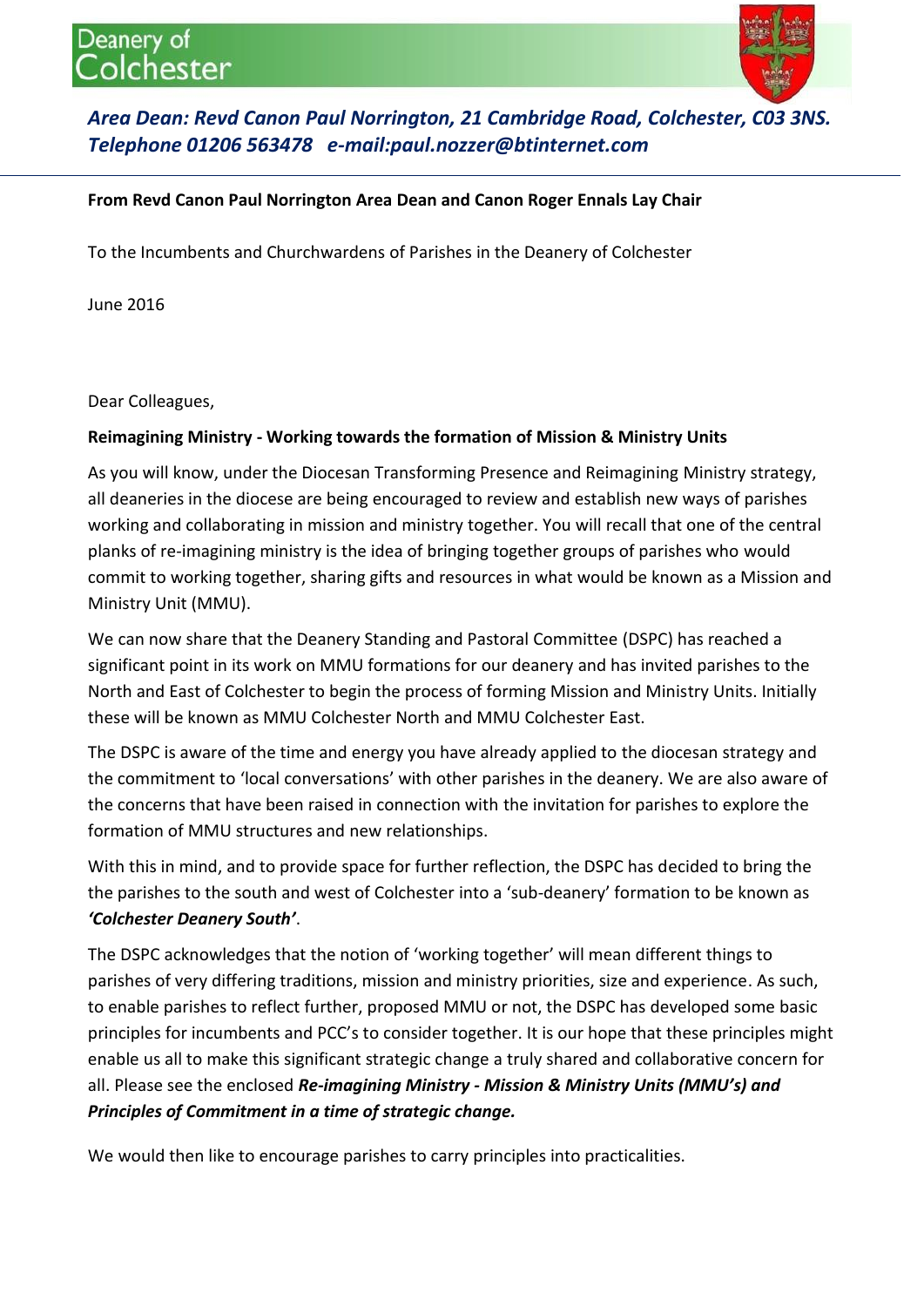# Deanery of Colchester

***Area Dean: Revd Canon Paul Norrington, 21 Cambridge Road, Colchester, C03 3NS.***
***Telephone 01206 563478   e-mail:paul.nozzer@btinternet.com***

---

**From Revd Canon Paul Norrington Area Dean and Canon Roger Ennals Lay Chair**

To the Incumbents and Churchwardens of Parishes in the Deanery of Colchester

June 2016

Dear Colleagues,

**Reimagining Ministry - Working towards the formation of Mission & Ministry Units**

As you will know, under the Diocesan Transforming Presence and Reimagining Ministry strategy, all deaneries in the diocese are being encouraged to review and establish new ways of parishes working and collaborating in mission and ministry together. You will recall that one of the central planks of re-imagining ministry is the idea of bringing together groups of parishes who would commit to working together, sharing gifts and resources in what would be known as a Mission and Ministry Unit (MMU).

We can now share that the Deanery Standing and Pastoral Committee (DSPC) has reached a significant point in its work on MMU formations for our deanery and has invited parishes to the North and East of Colchester to begin the process of forming Mission and Ministry Units. Initially these will be known as MMU Colchester North and MMU Colchester East.

The DSPC is aware of the time and energy you have already applied to the diocesan strategy and the commitment to 'local conversations' with other parishes in the deanery. We are also aware of the concerns that have been raised in connection with the invitation for parishes to explore the formation of MMU structures and new relationships.

With this in mind, and to provide space for further reflection, the DSPC has decided to bring the the parishes to the south and west of Colchester into a 'sub-deanery' formation to be known as ***'Colchester Deanery South'***.

The DSPC acknowledges that the notion of 'working together' will mean different things to parishes of very differing traditions, mission and ministry priorities, size and experience. As such, to enable parishes to reflect further, proposed MMU or not, the DSPC has developed some basic principles for incumbents and PCC's to consider together. It is our hope that these principles might enable us all to make this significant strategic change a truly shared and collaborative concern for all. Please see the enclosed ***Re-imagining Ministry - Mission & Ministry Units (MMU's) and Principles of Commitment in a time of strategic change.***

We would then like to encourage parishes to carry principles into practicalities.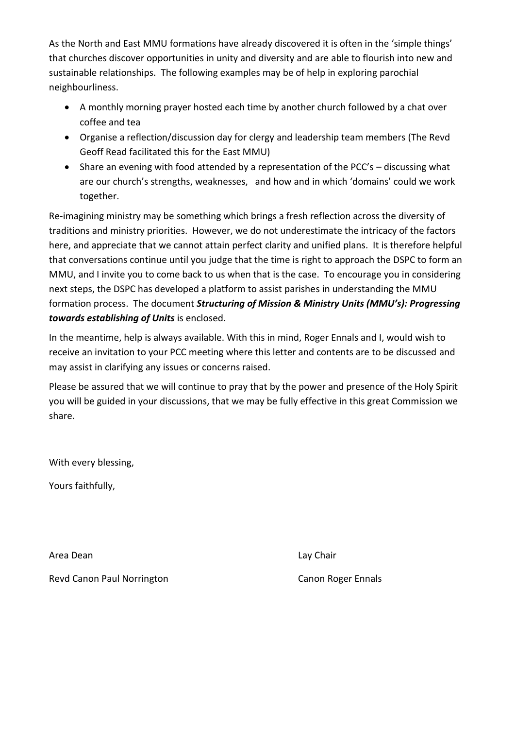As the North and East MMU formations have already discovered it is often in the 'simple things' that churches discover opportunities in unity and diversity and are able to flourish into new and sustainable relationships. The following examples may be of help in exploring parochial neighbourliness.

- A monthly morning prayer hosted each time by another church followed by a chat over coffee and tea
- Organise a reflection/discussion day for clergy and leadership team members (The Revd Geoff Read facilitated this for the East MMU)
- Share an evening with food attended by a representation of the PCC's – discussing what are our church's strengths, weaknesses, and how and in which 'domains' could we work together.

Re-imagining ministry may be something which brings a fresh reflection across the diversity of traditions and ministry priorities. However, we do not underestimate the intricacy of the factors here, and appreciate that we cannot attain perfect clarity and unified plans. It is therefore helpful that conversations continue until you judge that the time is right to approach the DSPC to form an MMU, and I invite you to come back to us when that is the case. To encourage you in considering next steps, the DSPC has developed a platform to assist parishes in understanding the MMU formation process. The document ***Structuring of Mission & Ministry Units (MMU's): Progressing towards establishing of Units*** is enclosed.

In the meantime, help is always available. With this in mind, Roger Ennals and I, would wish to receive an invitation to your PCC meeting where this letter and contents are to be discussed and may assist in clarifying any issues or concerns raised.

Please be assured that we will continue to pray that by the power and presence of the Holy Spirit you will be guided in your discussions, that we may be fully effective in this great Commission we share.

With every blessing,

Yours faithfully,

Area Dean

Revd Canon Paul Norrington

Lay Chair

Canon Roger Ennals